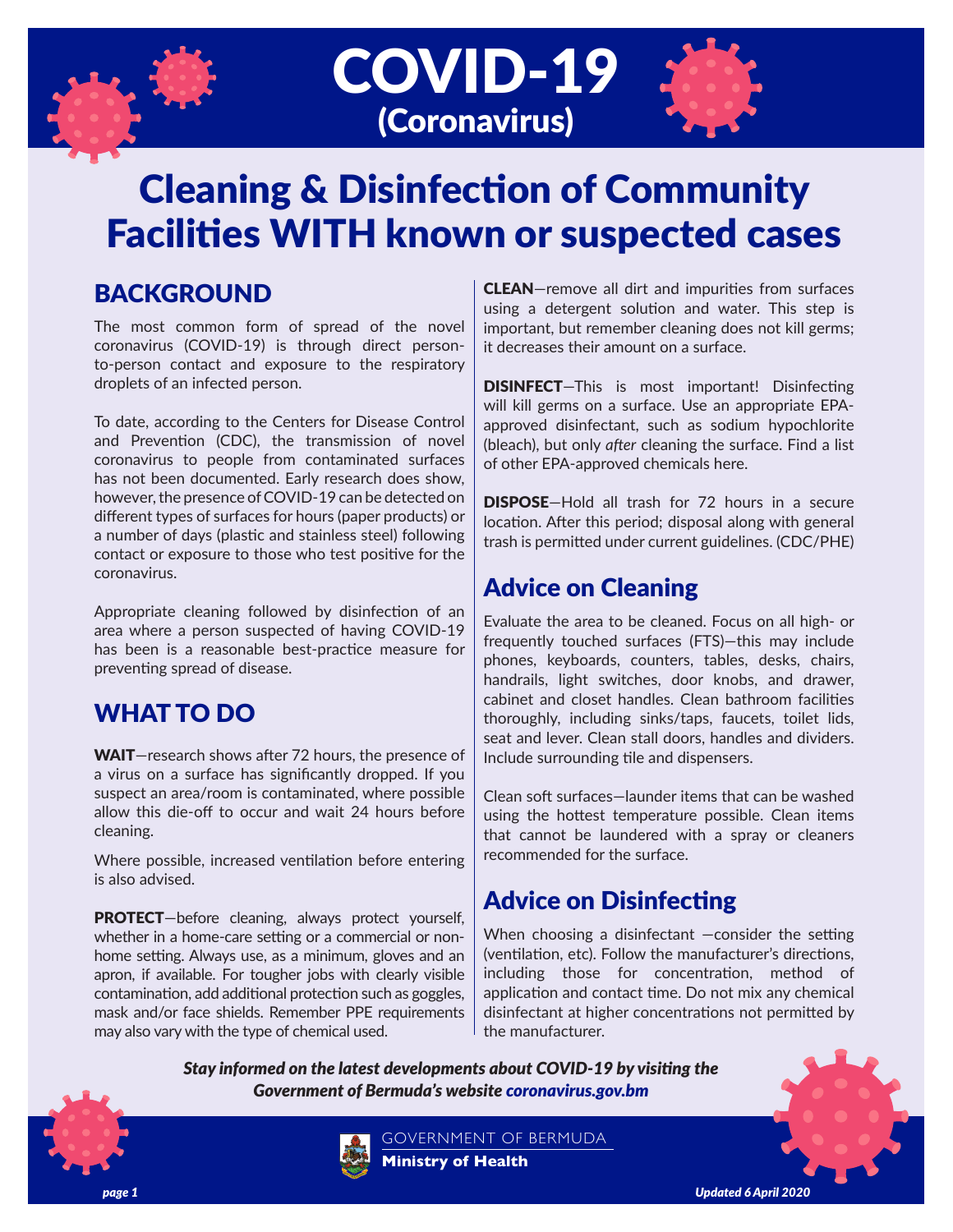# COVID-19
(Coronavirus)

# Cleaning & Disinfection of Community Facilities WITH known or suspected cases

## BACKGROUND

The most common form of spread of the novel coronavirus (COVID-19) is through direct person-to-person contact and exposure to the respiratory droplets of an infected person.

To date, according to the Centers for Disease Control and Prevention (CDC), the transmission of novel coronavirus to people from contaminated surfaces has not been documented. Early research does show, however, the presence of COVID-19 can be detected on different types of surfaces for hours (paper products) or a number of days (plastic and stainless steel) following contact or exposure to those who test positive for the coronavirus.

Appropriate cleaning followed by disinfection of an area where a person suspected of having COVID-19 has been is a reasonable best-practice measure for preventing spread of disease.

## WHAT TO DO

**WAIT**—research shows after 72 hours, the presence of a virus on a surface has significantly dropped. If you suspect an area/room is contaminated, where possible allow this die-off to occur and wait 24 hours before cleaning.

Where possible, increased ventilation before entering is also advised.

**PROTECT**—before cleaning, always protect yourself, whether in a home-care setting or a commercial or non-home setting. Always use, as a minimum, gloves and an apron, if available. For tougher jobs with clearly visible contamination, add additional protection such as goggles, mask and/or face shields. Remember PPE requirements may also vary with the type of chemical used.

**CLEAN**—remove all dirt and impurities from surfaces using a detergent solution and water. This step is important, but remember cleaning does not kill germs; it decreases their amount on a surface.

**DISINFECT**—This is most important! Disinfecting will kill germs on a surface. Use an appropriate EPA-approved disinfectant, such as sodium hypochlorite (bleach), but only *after* cleaning the surface. Find a list of other EPA-approved chemicals here.

**DISPOSE**—Hold all trash for 72 hours in a secure location. After this period; disposal along with general trash is permitted under current guidelines. (CDC/PHE)

## Advice on Cleaning

Evaluate the area to be cleaned. Focus on all high- or frequently touched surfaces (FTS)—this may include phones, keyboards, counters, tables, desks, chairs, handrails, light switches, door knobs, and drawer, cabinet and closet handles. Clean bathroom facilities thoroughly, including sinks/taps, faucets, toilet lids, seat and lever. Clean stall doors, handles and dividers. Include surrounding tile and dispensers.

Clean soft surfaces—launder items that can be washed using the hottest temperature possible. Clean items that cannot be laundered with a spray or cleaners recommended for the surface.

## Advice on Disinfecting

When choosing a disinfectant —consider the setting (ventilation, etc). Follow the manufacturer's directions, including those for concentration, method of application and contact time. Do not mix any chemical disinfectant at higher concentrations not permitted by the manufacturer.

***Stay informed on the latest developments about COVID-19 by visiting the Government of Bermuda's website coronavirus.gov.bm***

GOVERNMENT OF BERMUDA
**Ministry of Health**

*Updated 6 April 2020*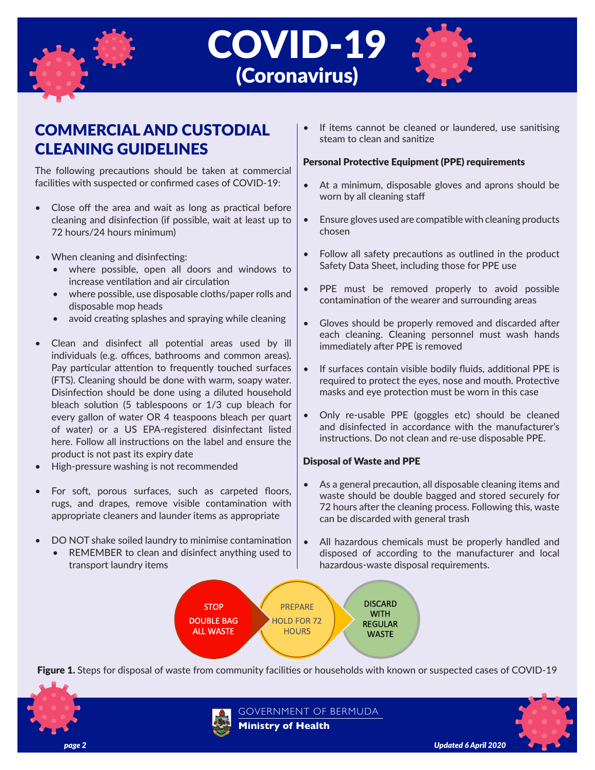# COVID-19 (Coronavirus)

## COMMERCIAL AND CUSTODIAL CLEANING GUIDELINES

The following precautions should be taken at commercial facilities with suspected or confirmed cases of COVID-19:

- Close off the area and wait as long as practical before cleaning and disinfection (if possible, wait at least up to 72 hours/24 hours minimum)
- When cleaning and disinfecting:
  - where possible, open all doors and windows to increase ventilation and air circulation
  - where possible, use disposable cloths/paper rolls and disposable mop heads
  - avoid creating splashes and spraying while cleaning
- Clean and disinfect all potential areas used by ill individuals (e.g. offices, bathrooms and common areas). Pay particular attention to frequently touched surfaces (FTS). Cleaning should be done with warm, soapy water. Disinfection should be done using a diluted household bleach solution (5 tablespoons or 1/3 cup bleach for every gallon of water OR 4 teaspoons bleach per quart of water) or a US EPA-registered disinfectant listed here. Follow all instructions on the label and ensure the product is not past its expiry date
- High-pressure washing is not recommended
- For soft, porous surfaces, such as carpeted floors, rugs, and drapes, remove visible contamination with appropriate cleaners and launder items as appropriate
- DO NOT shake soiled laundry to minimise contamination
  - REMEMBER to clean and disinfect anything used to transport laundry items
- If items cannot be cleaned or laundered, use sanitising steam to clean and sanitize

### Personal Protective Equipment (PPE) requirements

- At a minimum, disposable gloves and aprons should be worn by all cleaning staff
- Ensure gloves used are compatible with cleaning products chosen
- Follow all safety precautions as outlined in the product Safety Data Sheet, including those for PPE use
- PPE must be removed properly to avoid possible contamination of the wearer and surrounding areas
- Gloves should be properly removed and discarded after each cleaning. Cleaning personnel must wash hands immediately after PPE is removed
- If surfaces contain visible bodily fluids, additional PPE is required to protect the eyes, nose and mouth. Protective masks and eye protection must be worn in this case
- Only re-usable PPE (goggles etc) should be cleaned and disinfected in accordance with the manufacturer's instructions. Do not clean and re-use disposable PPE.

### Disposal of Waste and PPE

- As a general precaution, all disposable cleaning items and waste should be double bagged and stored securely for 72 hours after the cleaning process. Following this, waste can be discarded with general trash
- All hazardous chemicals must be properly handled and disposed of according to the manufacturer and local hazardous-waste disposal requirements.

STOP: DOUBLE BAG ALL WASTE → PREPARE: HOLD FOR 72 HOURS → DISCARD WITH REGULAR WASTE

**Figure 1.** Steps for disposal of waste from community facilities or households with known or suspected cases of COVID-19

GOVERNMENT OF BERMUDA
**Ministry of Health**

*Updated 6 April 2020*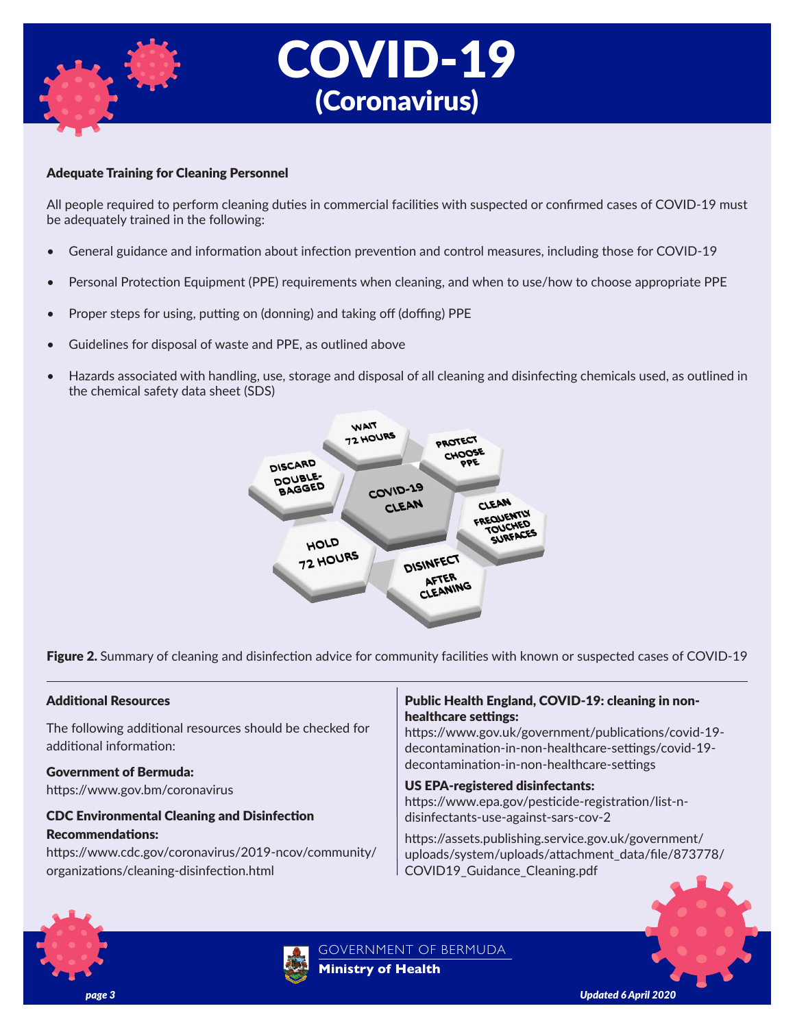# COVID-19
## (Coronavirus)

### Adequate Training for Cleaning Personnel

All people required to perform cleaning duties in commercial facilities with suspected or confirmed cases of COVID-19 must be adequately trained in the following:

- General guidance and information about infection prevention and control measures, including those for COVID-19
- Personal Protection Equipment (PPE) requirements when cleaning, and when to use/how to choose appropriate PPE
- Proper steps for using, putting on (donning) and taking off (doffing) PPE
- Guidelines for disposal of waste and PPE, as outlined above
- Hazards associated with handling, use, storage and disposal of all cleaning and disinfecting chemicals used, as outlined in the chemical safety data sheet (SDS)

COVID-19 CLEAN

WAIT 72 HOURS

PROTECT CHOOSE PPE

CLEAN FREQUENTLY TOUCHED SURFACES

DISINFECT AFTER CLEANING

HOLD 72 HOURS

DISCARD DOUBLE-BAGGED

**Figure 2.** Summary of cleaning and disinfection advice for community facilities with known or suspected cases of COVID-19

---

### Additional Resources

The following additional resources should be checked for additional information:

**Government of Bermuda:**
https://www.gov.bm/coronavirus

**CDC Environmental Cleaning and Disinfection Recommendations:**
https://www.cdc.gov/coronavirus/2019-ncov/community/organizations/cleaning-disinfection.html

**Public Health England, COVID-19: cleaning in non-healthcare settings:**
https://www.gov.uk/government/publications/covid-19-decontamination-in-non-healthcare-settings/covid-19-decontamination-in-non-healthcare-settings

**US EPA-registered disinfectants:**
https://www.epa.gov/pesticide-registration/list-n-disinfectants-use-against-sars-cov-2

https://assets.publishing.service.gov.uk/government/uploads/system/uploads/attachment_data/file/873778/COVID19_Guidance_Cleaning.pdf

GOVERNMENT OF BERMUDA
**Ministry of Health**

*Updated 6 April 2020*